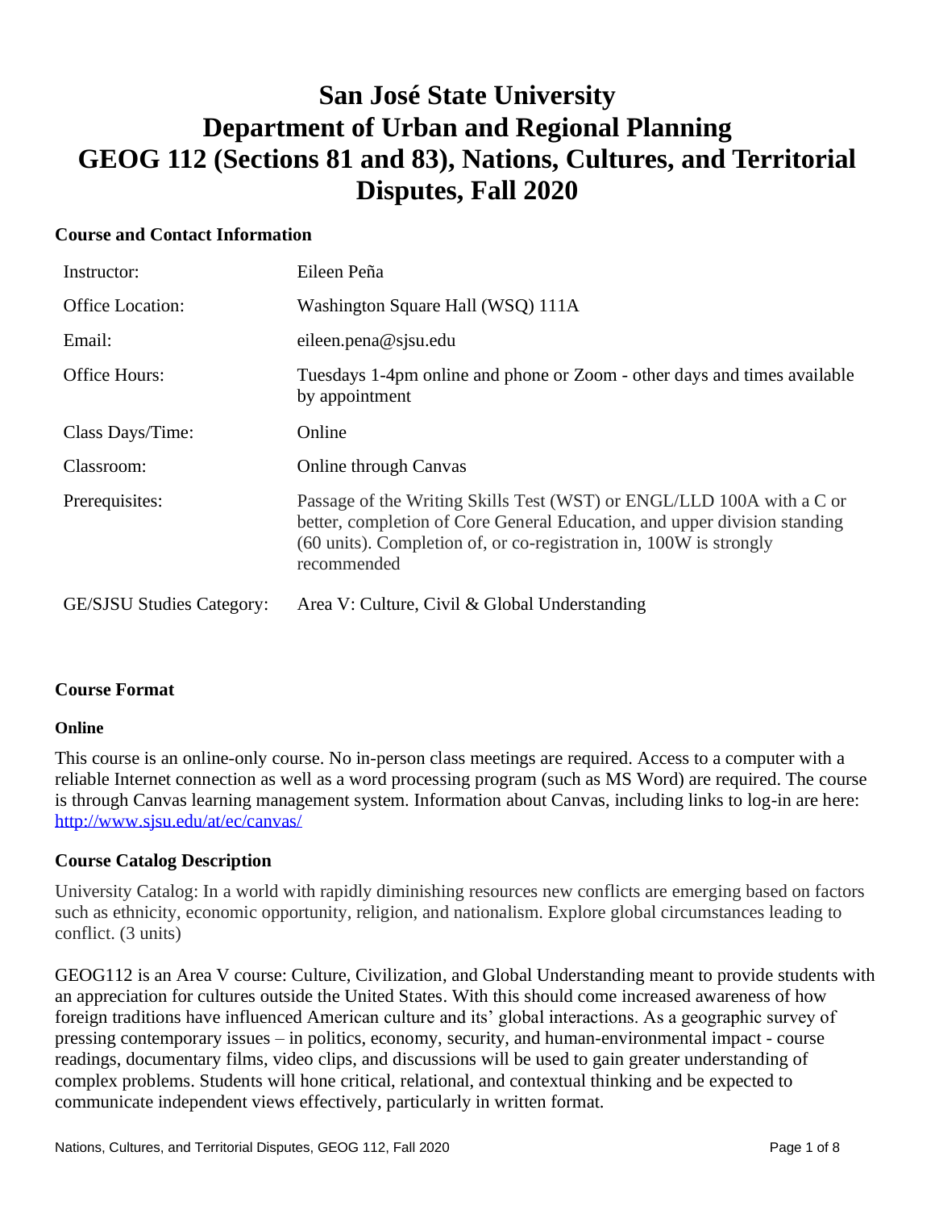# San José State University
# Department of Urban and Regional Planning
# GEOG 112 (Sections 81 and 83), Nations, Cultures, and Territorial Disputes, Fall 2020

## Course and Contact Information

| | |
|---|---|
| Instructor: | Eileen Peña |
| Office Location: | Washington Square Hall (WSQ) 111A |
| Email: | eileen.pena@sjsu.edu |
| Office Hours: | Tuesdays 1-4pm online and phone or Zoom - other days and times available by appointment |
| Class Days/Time: | Online |
| Classroom: | Online through Canvas |
| Prerequisites: | Passage of the Writing Skills Test (WST) or ENGL/LLD 100A with a C or better, completion of Core General Education, and upper division standing (60 units). Completion of, or co-registration in, 100W is strongly recommended |
| GE/SJSU Studies Category: | Area V: Culture, Civil & Global Understanding |

## Course Format

### Online

This course is an online-only course. No in-person class meetings are required. Access to a computer with a reliable Internet connection as well as a word processing program (such as MS Word) are required. The course is through Canvas learning management system. Information about Canvas, including links to log-in are here: [http://www.sjsu.edu/at/ec/canvas/](http://www.sjsu.edu/at/ec/canvas/)

## Course Catalog Description

University Catalog: In a world with rapidly diminishing resources new conflicts are emerging based on factors such as ethnicity, economic opportunity, religion, and nationalism. Explore global circumstances leading to conflict. (3 units)

GEOG112 is an Area V course: Culture, Civilization, and Global Understanding meant to provide students with an appreciation for cultures outside the United States. With this should come increased awareness of how foreign traditions have influenced American culture and its' global interactions. As a geographic survey of pressing contemporary issues – in politics, economy, security, and human-environmental impact - course readings, documentary films, video clips, and discussions will be used to gain greater understanding of complex problems. Students will hone critical, relational, and contextual thinking and be expected to communicate independent views effectively, particularly in written format.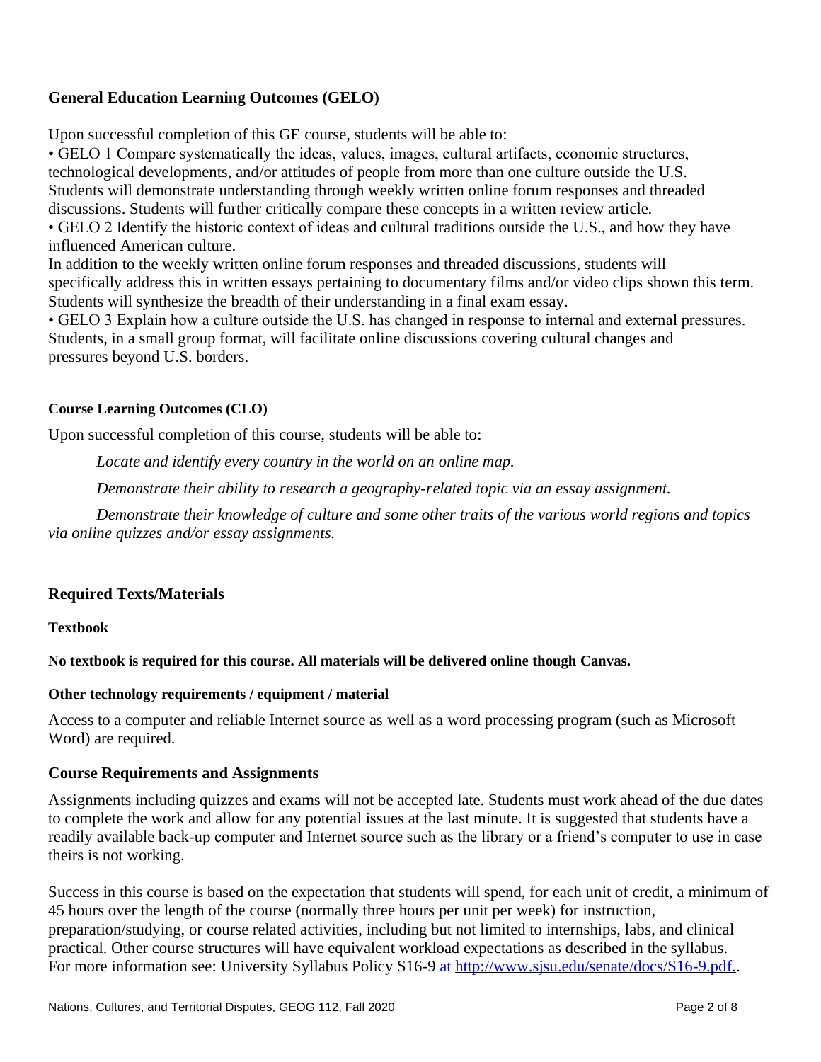## General Education Learning Outcomes (GELO)

Upon successful completion of this GE course, students will be able to:

- GELO 1 Compare systematically the ideas, values, images, cultural artifacts, economic structures, technological developments, and/or attitudes of people from more than one culture outside the U.S. Students will demonstrate understanding through weekly written online forum responses and threaded discussions. Students will further critically compare these concepts in a written review article.
- GELO 2 Identify the historic context of ideas and cultural traditions outside the U.S., and how they have influenced American culture.
  In addition to the weekly written online forum responses and threaded discussions, students will specifically address this in written essays pertaining to documentary films and/or video clips shown this term. Students will synthesize the breadth of their understanding in a final exam essay.
- GELO 3 Explain how a culture outside the U.S. has changed in response to internal and external pressures. Students, in a small group format, will facilitate online discussions covering cultural changes and pressures beyond U.S. borders.

#### Course Learning Outcomes (CLO)

Upon successful completion of this course, students will be able to:

*Locate and identify every country in the world on an online map.*

*Demonstrate their ability to research a geography-related topic via an essay assignment.*

*Demonstrate their knowledge of culture and some other traits of the various world regions and topics via online quizzes and/or essay assignments.*

## Required Texts/Materials

#### Textbook

**No textbook is required for this course. All materials will be delivered online though Canvas.**

#### Other technology requirements / equipment / material

Access to a computer and reliable Internet source as well as a word processing program (such as Microsoft Word) are required.

### Course Requirements and Assignments

Assignments including quizzes and exams will not be accepted late. Students must work ahead of the due dates to complete the work and allow for any potential issues at the last minute. It is suggested that students have a readily available back-up computer and Internet source such as the library or a friend's computer to use in case theirs is not working.

Success in this course is based on the expectation that students will spend, for each unit of credit, a minimum of 45 hours over the length of the course (normally three hours per unit per week) for instruction, preparation/studying, or course related activities, including but not limited to internships, labs, and clinical practical. Other course structures will have equivalent workload expectations as described in the syllabus. For more information see: University Syllabus Policy S16-9 at [http://www.sjsu.edu/senate/docs/S16-9.pdf.](http://www.sjsu.edu/senate/docs/S16-9.pdf).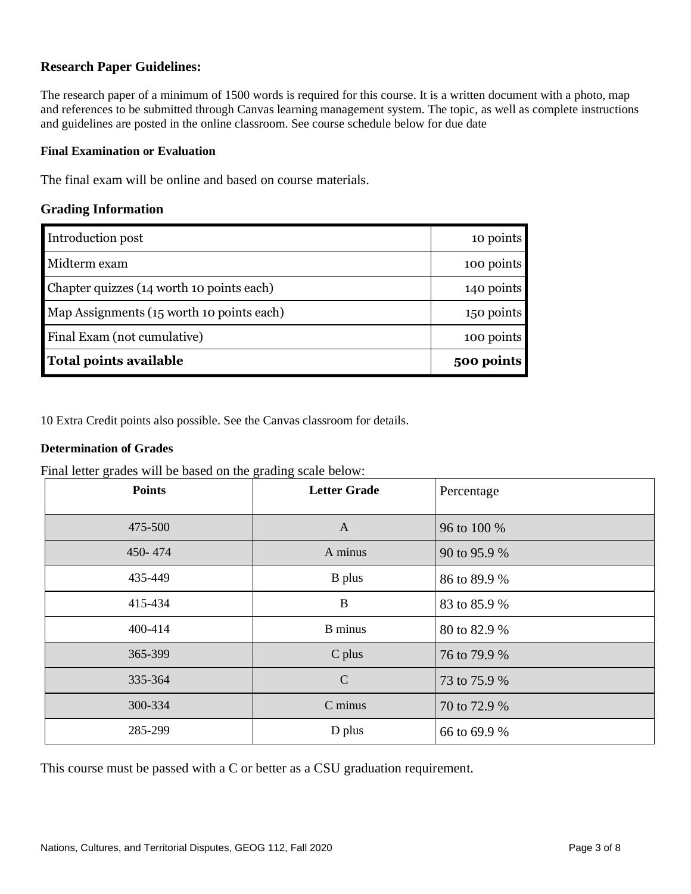### Research Paper Guidelines:

The research paper of a minimum of 1500 words is required for this course. It is a written document with a photo, map and references to be submitted through Canvas learning management system. The topic, as well as complete instructions and guidelines are posted in the online classroom. See course schedule below for due date

#### Final Examination or Evaluation

The final exam will be online and based on course materials.

### Grading Information

| | |
|---|---|
| Introduction post | 10 points |
| Midterm exam | 100 points |
| Chapter quizzes (14 worth 10 points each) | 140 points |
| Map Assignments (15 worth 10 points each) | 150 points |
| Final Exam (not cumulative) | 100 points |
| **Total points available** | **500 points** |

10 Extra Credit points also possible. See the Canvas classroom for details.

#### Determination of Grades

Final letter grades will be based on the grading scale below:

| Points | Letter Grade | Percentage |
|---|---|---|
| 475-500 | A | 96 to 100 % |
| 450- 474 | A minus | 90 to 95.9 % |
| 435-449 | B plus | 86 to 89.9 % |
| 415-434 | B | 83 to 85.9 % |
| 400-414 | B minus | 80 to 82.9 % |
| 365-399 | C plus | 76 to 79.9 % |
| 335-364 | C | 73 to 75.9 % |
| 300-334 | C minus | 70 to 72.9 % |
| 285-299 | D plus | 66 to 69.9 % |

This course must be passed with a C or better as a CSU graduation requirement.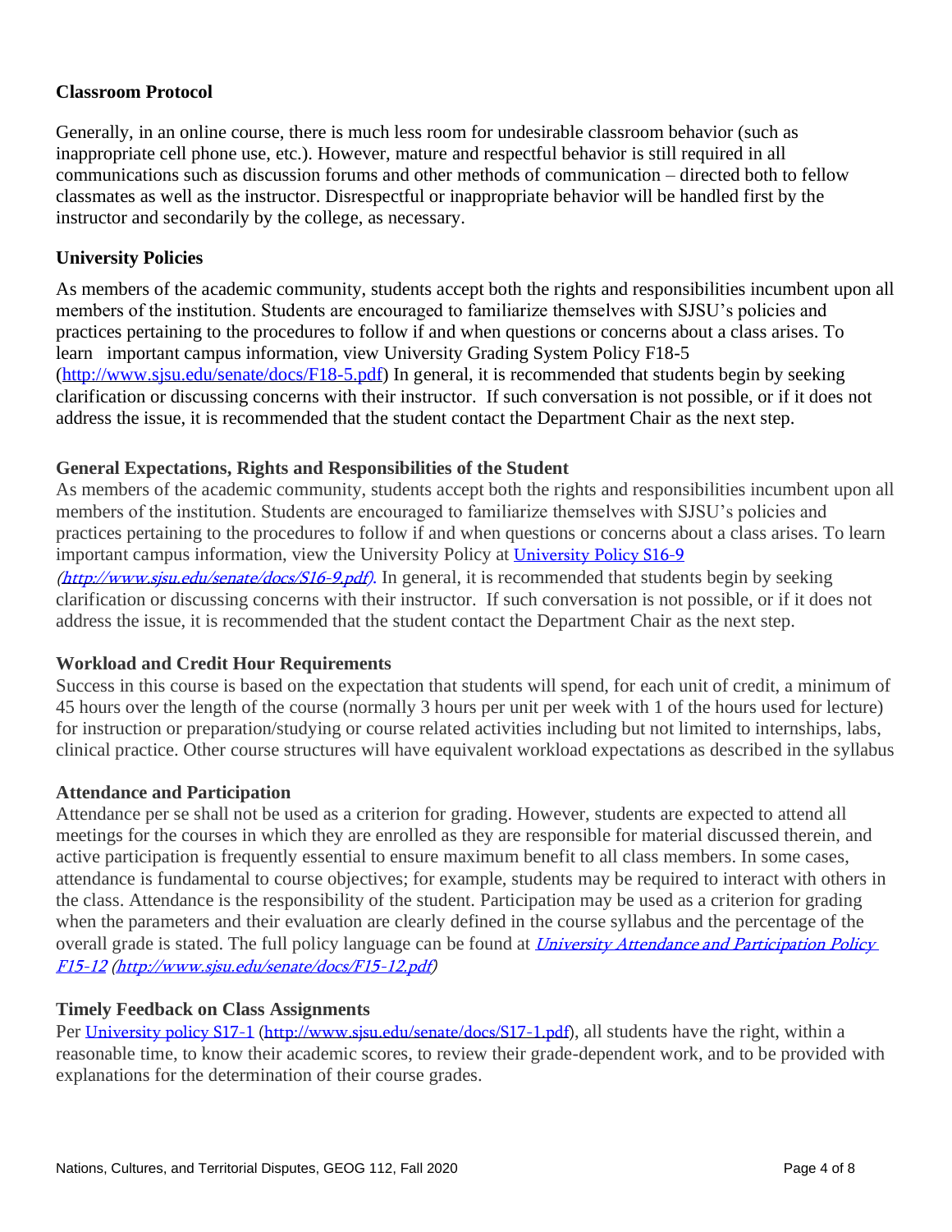## Classroom Protocol

Generally, in an online course, there is much less room for undesirable classroom behavior (such as inappropriate cell phone use, etc.). However, mature and respectful behavior is still required in all communications such as discussion forums and other methods of communication – directed both to fellow classmates as well as the instructor. Disrespectful or inappropriate behavior will be handled first by the instructor and secondarily by the college, as necessary.

## University Policies

As members of the academic community, students accept both the rights and responsibilities incumbent upon all members of the institution. Students are encouraged to familiarize themselves with SJSU's policies and practices pertaining to the procedures to follow if and when questions or concerns about a class arises. To learn important campus information, view University Grading System Policy F18-5 (http://www.sjsu.edu/senate/docs/F18-5.pdf) In general, it is recommended that students begin by seeking clarification or discussing concerns with their instructor. If such conversation is not possible, or if it does not address the issue, it is recommended that the student contact the Department Chair as the next step.

### General Expectations, Rights and Responsibilities of the Student

As members of the academic community, students accept both the rights and responsibilities incumbent upon all members of the institution. Students are encouraged to familiarize themselves with SJSU's policies and practices pertaining to the procedures to follow if and when questions or concerns about a class arises. To learn important campus information, view the University Policy at [University Policy S16-9](http://www.sjsu.edu/senate/docs/S16-9.pdf) *(http://www.sjsu.edu/senate/docs/S16-9.pdf).* In general, it is recommended that students begin by seeking clarification or discussing concerns with their instructor. If such conversation is not possible, or if it does not address the issue, it is recommended that the student contact the Department Chair as the next step.

### Workload and Credit Hour Requirements

Success in this course is based on the expectation that students will spend, for each unit of credit, a minimum of 45 hours over the length of the course (normally 3 hours per unit per week with 1 of the hours used for lecture) for instruction or preparation/studying or course related activities including but not limited to internships, labs, clinical practice. Other course structures will have equivalent workload expectations as described in the syllabus

### Attendance and Participation

Attendance per se shall not be used as a criterion for grading. However, students are expected to attend all meetings for the courses in which they are enrolled as they are responsible for material discussed therein, and active participation is frequently essential to ensure maximum benefit to all class members. In some cases, attendance is fundamental to course objectives; for example, students may be required to interact with others in the class. Attendance is the responsibility of the student. Participation may be used as a criterion for grading when the parameters and their evaluation are clearly defined in the course syllabus and the percentage of the overall grade is stated. The full policy language can be found at *[University Attendance and Participation Policy F15-12](http://www.sjsu.edu/senate/docs/F15-12.pdf) (http://www.sjsu.edu/senate/docs/F15-12.pdf)*

### Timely Feedback on Class Assignments

Per [University policy S17-1](http://www.sjsu.edu/senate/docs/S17-1.pdf) (http://www.sjsu.edu/senate/docs/S17-1.pdf), all students have the right, within a reasonable time, to know their academic scores, to review their grade-dependent work, and to be provided with explanations for the determination of their course grades.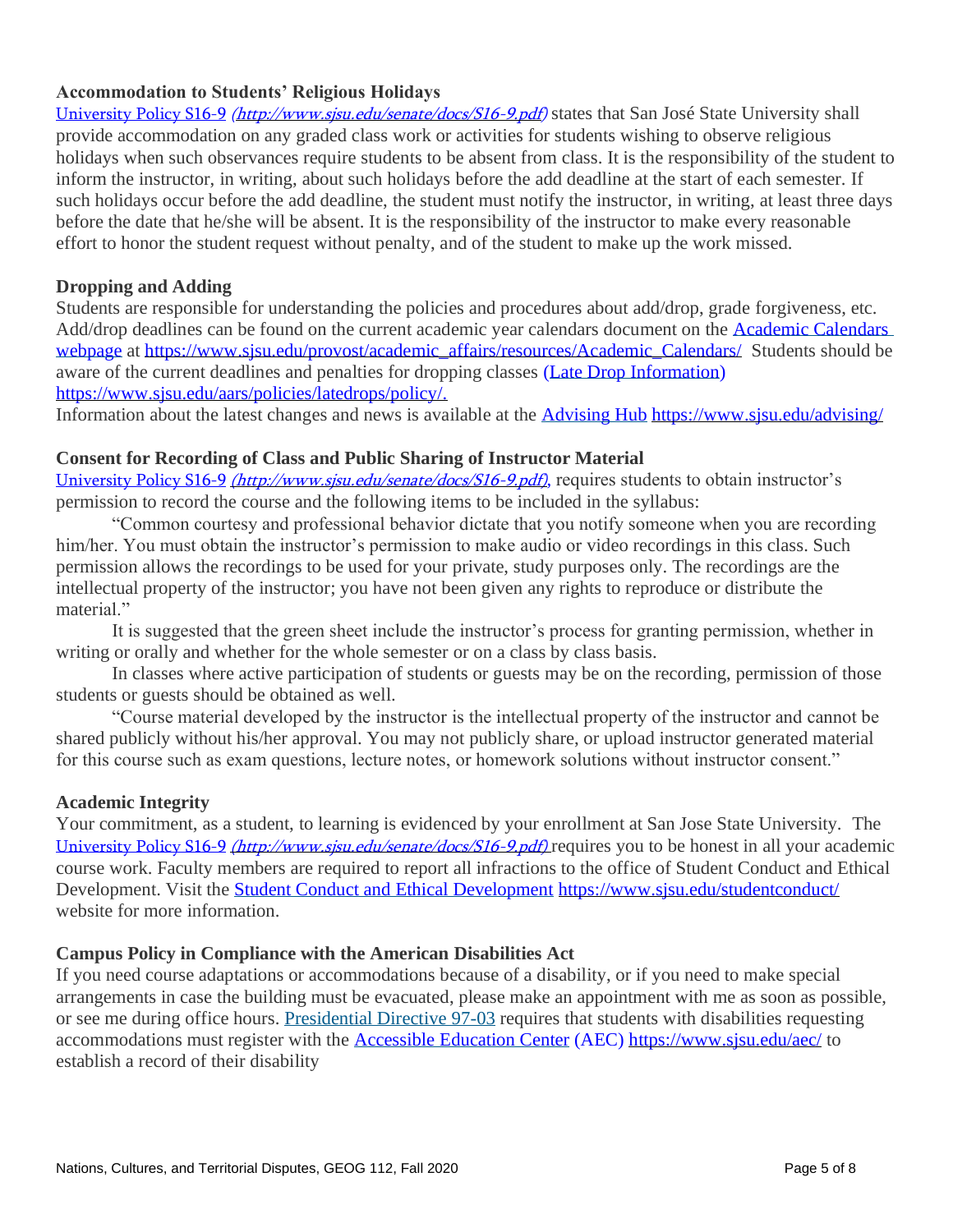### Accommodation to Students' Religious Holidays

[University Policy S16-9](http://www.sjsu.edu/senate/docs/S16-9.pdf) *(http://www.sjsu.edu/senate/docs/S16-9.pdf)* states that San José State University shall provide accommodation on any graded class work or activities for students wishing to observe religious holidays when such observances require students to be absent from class. It is the responsibility of the student to inform the instructor, in writing, about such holidays before the add deadline at the start of each semester. If such holidays occur before the add deadline, the student must notify the instructor, in writing, at least three days before the date that he/she will be absent. It is the responsibility of the instructor to make every reasonable effort to honor the student request without penalty, and of the student to make up the work missed.

### Dropping and Adding

Students are responsible for understanding the policies and procedures about add/drop, grade forgiveness, etc. Add/drop deadlines can be found on the current academic year calendars document on the [Academic Calendars webpage](https://www.sjsu.edu/provost/academic_affairs/resources/Academic_Calendars/) at https://www.sjsu.edu/provost/academic_affairs/resources/Academic_Calendars/ Students should be aware of the current deadlines and penalties for dropping classes [(Late Drop Information)](https://www.sjsu.edu/aars/policies/latedrops/policy/) https://www.sjsu.edu/aars/policies/latedrops/policy/.

Information about the latest changes and news is available at the [Advising Hub](https://www.sjsu.edu/advising/) https://www.sjsu.edu/advising/

### Consent for Recording of Class and Public Sharing of Instructor Material

[University Policy S16-9](http://www.sjsu.edu/senate/docs/S16-9.pdf) *(http://www.sjsu.edu/senate/docs/S16-9.pdf)*, requires students to obtain instructor's permission to record the course and the following items to be included in the syllabus:

"Common courtesy and professional behavior dictate that you notify someone when you are recording him/her. You must obtain the instructor's permission to make audio or video recordings in this class. Such permission allows the recordings to be used for your private, study purposes only. The recordings are the intellectual property of the instructor; you have not been given any rights to reproduce or distribute the material."

It is suggested that the green sheet include the instructor's process for granting permission, whether in writing or orally and whether for the whole semester or on a class by class basis.

In classes where active participation of students or guests may be on the recording, permission of those students or guests should be obtained as well.

"Course material developed by the instructor is the intellectual property of the instructor and cannot be shared publicly without his/her approval. You may not publicly share, or upload instructor generated material for this course such as exam questions, lecture notes, or homework solutions without instructor consent."

### Academic Integrity

Your commitment, as a student, to learning is evidenced by your enrollment at San Jose State University. The [University Policy S16-9](http://www.sjsu.edu/senate/docs/S16-9.pdf) *(http://www.sjsu.edu/senate/docs/S16-9.pdf)* requires you to be honest in all your academic course work. Faculty members are required to report all infractions to the office of Student Conduct and Ethical Development. Visit the [Student Conduct and Ethical Development](https://www.sjsu.edu/studentconduct/) https://www.sjsu.edu/studentconduct/ website for more information.

### Campus Policy in Compliance with the American Disabilities Act

If you need course adaptations or accommodations because of a disability, or if you need to make special arrangements in case the building must be evacuated, please make an appointment with me as soon as possible, or see me during office hours. Presidential Directive 97-03 requires that students with disabilities requesting accommodations must register with the [Accessible Education Center](https://www.sjsu.edu/aec/) (AEC) https://www.sjsu.edu/aec/ to establish a record of their disability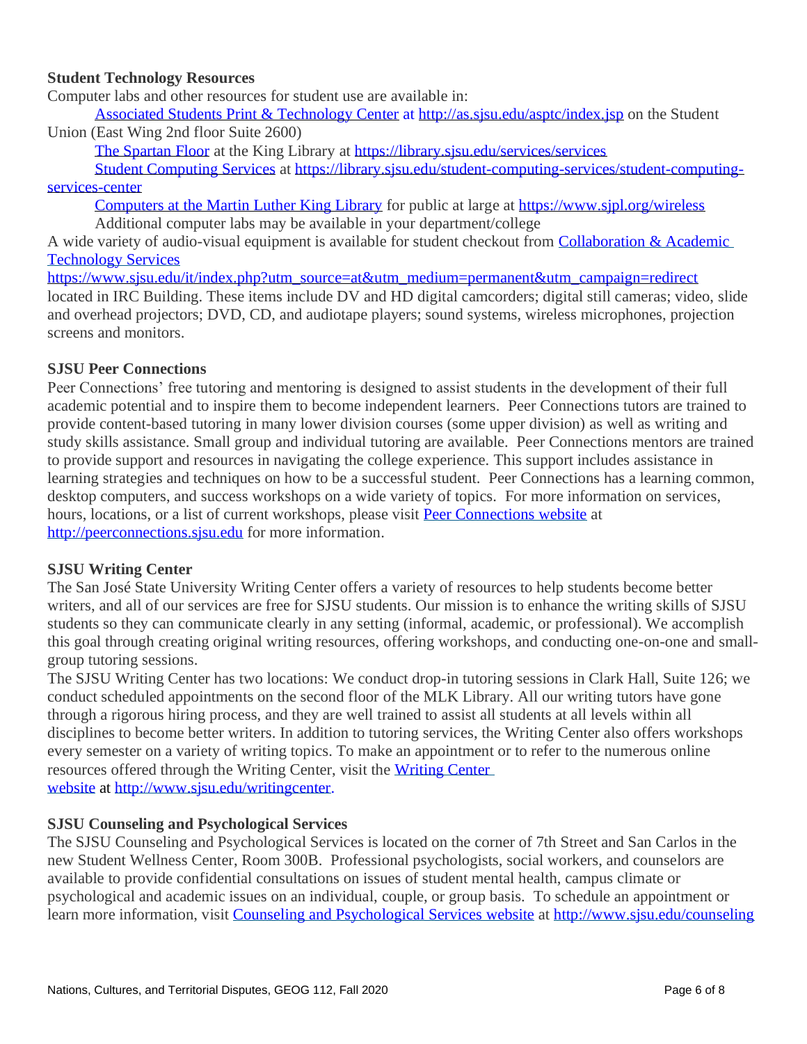**Student Technology Resources**

Computer labs and other resources for student use are available in:

Associated Students Print & Technology Center at http://as.sjsu.edu/asptc/index.jsp on the Student Union (East Wing 2nd floor Suite 2600)

The Spartan Floor at the King Library at https://library.sjsu.edu/services/services

Student Computing Services at https://library.sjsu.edu/student-computing-services/student-computing-services-center

Computers at the Martin Luther King Library for public at large at https://www.sjpl.org/wireless

Additional computer labs may be available in your department/college

A wide variety of audio-visual equipment is available for student checkout from Collaboration & Academic Technology Services https://www.sjsu.edu/it/index.php?utm_source=at&utm_medium=permanent&utm_campaign=redirect located in IRC Building. These items include DV and HD digital camcorders; digital still cameras; video, slide and overhead projectors; DVD, CD, and audiotape players; sound systems, wireless microphones, projection screens and monitors.

**SJSU Peer Connections**

Peer Connections' free tutoring and mentoring is designed to assist students in the development of their full academic potential and to inspire them to become independent learners. Peer Connections tutors are trained to provide content-based tutoring in many lower division courses (some upper division) as well as writing and study skills assistance. Small group and individual tutoring are available. Peer Connections mentors are trained to provide support and resources in navigating the college experience. This support includes assistance in learning strategies and techniques on how to be a successful student. Peer Connections has a learning common, desktop computers, and success workshops on a wide variety of topics. For more information on services, hours, locations, or a list of current workshops, please visit Peer Connections website at http://peerconnections.sjsu.edu for more information.

**SJSU Writing Center**

The San José State University Writing Center offers a variety of resources to help students become better writers, and all of our services are free for SJSU students. Our mission is to enhance the writing skills of SJSU students so they can communicate clearly in any setting (informal, academic, or professional). We accomplish this goal through creating original writing resources, offering workshops, and conducting one-on-one and small-group tutoring sessions.

The SJSU Writing Center has two locations: We conduct drop-in tutoring sessions in Clark Hall, Suite 126; we conduct scheduled appointments on the second floor of the MLK Library. All our writing tutors have gone through a rigorous hiring process, and they are well trained to assist all students at all levels within all disciplines to become better writers. In addition to tutoring services, the Writing Center also offers workshops every semester on a variety of writing topics. To make an appointment or to refer to the numerous online resources offered through the Writing Center, visit the Writing Center website at http://www.sjsu.edu/writingcenter.

**SJSU Counseling and Psychological Services**

The SJSU Counseling and Psychological Services is located on the corner of 7th Street and San Carlos in the new Student Wellness Center, Room 300B. Professional psychologists, social workers, and counselors are available to provide confidential consultations on issues of student mental health, campus climate or psychological and academic issues on an individual, couple, or group basis. To schedule an appointment or learn more information, visit Counseling and Psychological Services website at http://www.sjsu.edu/counseling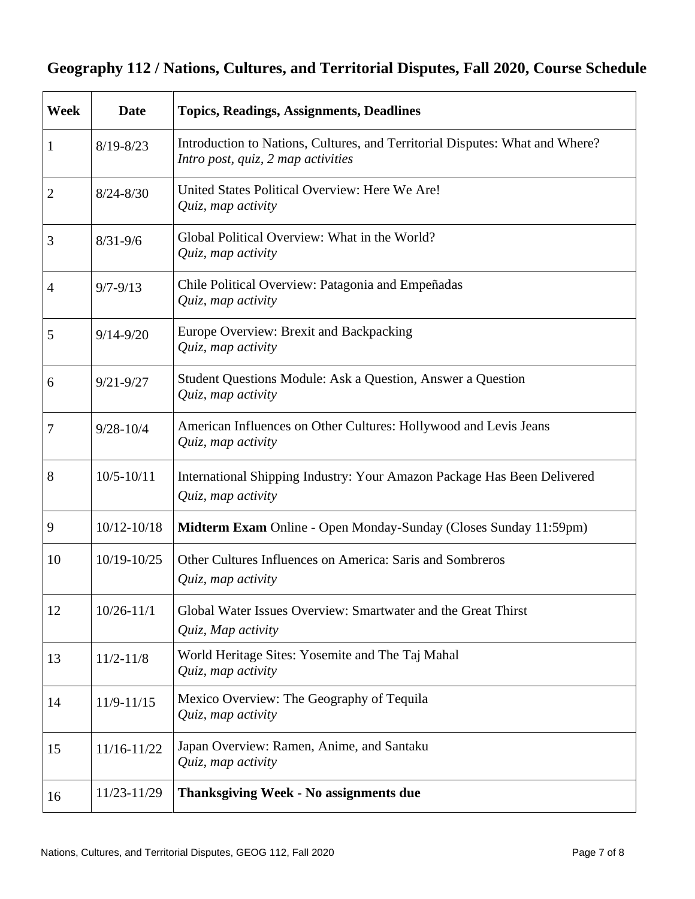## Geography 112 / Nations, Cultures, and Territorial Disputes, Fall 2020, Course Schedule

| Week | Date | Topics, Readings, Assignments, Deadlines |
|---|---|---|
| 1 | 8/19-8/23 | Introduction to Nations, Cultures, and Territorial Disputes: What and Where?<br>*Intro post, quiz, 2 map activities* |
| 2 | 8/24-8/30 | United States Political Overview: Here We Are!<br>*Quiz, map activity* |
| 3 | 8/31-9/6 | Global Political Overview: What in the World?<br>*Quiz, map activity* |
| 4 | 9/7-9/13 | Chile Political Overview: Patagonia and Empeñadas<br>*Quiz, map activity* |
| 5 | 9/14-9/20 | Europe Overview: Brexit and Backpacking<br>*Quiz, map activity* |
| 6 | 9/21-9/27 | Student Questions Module: Ask a Question, Answer a Question<br>*Quiz, map activity* |
| 7 | 9/28-10/4 | American Influences on Other Cultures: Hollywood and Levis Jeans<br>*Quiz, map activity* |
| 8 | 10/5-10/11 | International Shipping Industry: Your Amazon Package Has Been Delivered<br>*Quiz, map activity* |
| 9 | 10/12-10/18 | **Midterm Exam** Online - Open Monday-Sunday (Closes Sunday 11:59pm) |
| 10 | 10/19-10/25 | Other Cultures Influences on America: Saris and Sombreros<br>*Quiz, map activity* |
| 12 | 10/26-11/1 | Global Water Issues Overview: Smartwater and the Great Thirst<br>*Quiz, Map activity* |
| 13 | 11/2-11/8 | World Heritage Sites: Yosemite and The Taj Mahal<br>*Quiz, map activity* |
| 14 | 11/9-11/15 | Mexico Overview: The Geography of Tequila<br>*Quiz, map activity* |
| 15 | 11/16-11/22 | Japan Overview: Ramen, Anime, and Santaku<br>*Quiz, map activity* |
| 16 | 11/23-11/29 | **Thanksgiving Week - No assignments due** |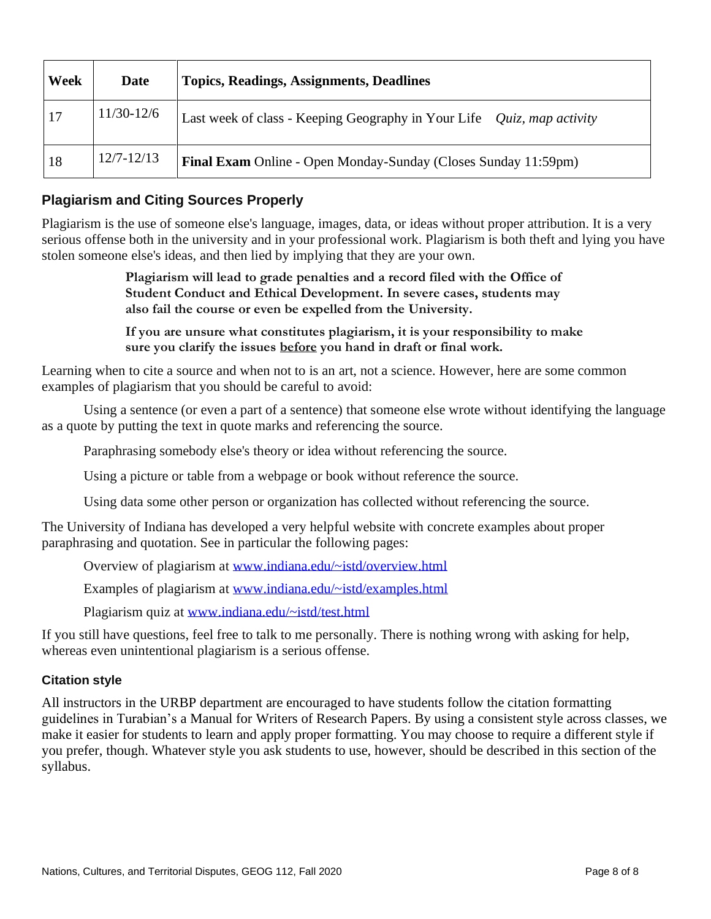| Week | Date | Topics, Readings, Assignments, Deadlines |
| --- | --- | --- |
| 17 | 11/30-12/6 | Last week of class - Keeping Geography in Your Life *Quiz, map activity* |
| 18 | 12/7-12/13 | **Final Exam** Online - Open Monday-Sunday (Closes Sunday 11:59pm) |

## Plagiarism and Citing Sources Properly

Plagiarism is the use of someone else's language, images, data, or ideas without proper attribution. It is a very serious offense both in the university and in your professional work. Plagiarism is both theft and lying you have stolen someone else's ideas, and then lied by implying that they are your own.

> **Plagiarism will lead to grade penalties and a record filed with the Office of Student Conduct and Ethical Development. In severe cases, students may also fail the course or even be expelled from the University.**
>
> **If you are unsure what constitutes plagiarism, it is your responsibility to make sure you clarify the issues <u>before</u> you hand in draft or final work.**

Learning when to cite a source and when not to is an art, not a science. However, here are some common examples of plagiarism that you should be careful to avoid:

Using a sentence (or even a part of a sentence) that someone else wrote without identifying the language as a quote by putting the text in quote marks and referencing the source.

Paraphrasing somebody else's theory or idea without referencing the source.

Using a picture or table from a webpage or book without reference the source.

Using data some other person or organization has collected without referencing the source.

The University of Indiana has developed a very helpful website with concrete examples about proper paraphrasing and quotation. See in particular the following pages:

Overview of plagiarism at www.indiana.edu/~istd/overview.html

Examples of plagiarism at www.indiana.edu/~istd/examples.html

Plagiarism quiz at www.indiana.edu/~istd/test.html

If you still have questions, feel free to talk to me personally. There is nothing wrong with asking for help, whereas even unintentional plagiarism is a serious offense.

### Citation style

All instructors in the URBP department are encouraged to have students follow the citation formatting guidelines in Turabian's a Manual for Writers of Research Papers. By using a consistent style across classes, we make it easier for students to learn and apply proper formatting. You may choose to require a different style if you prefer, though. Whatever style you ask students to use, however, should be described in this section of the syllabus.